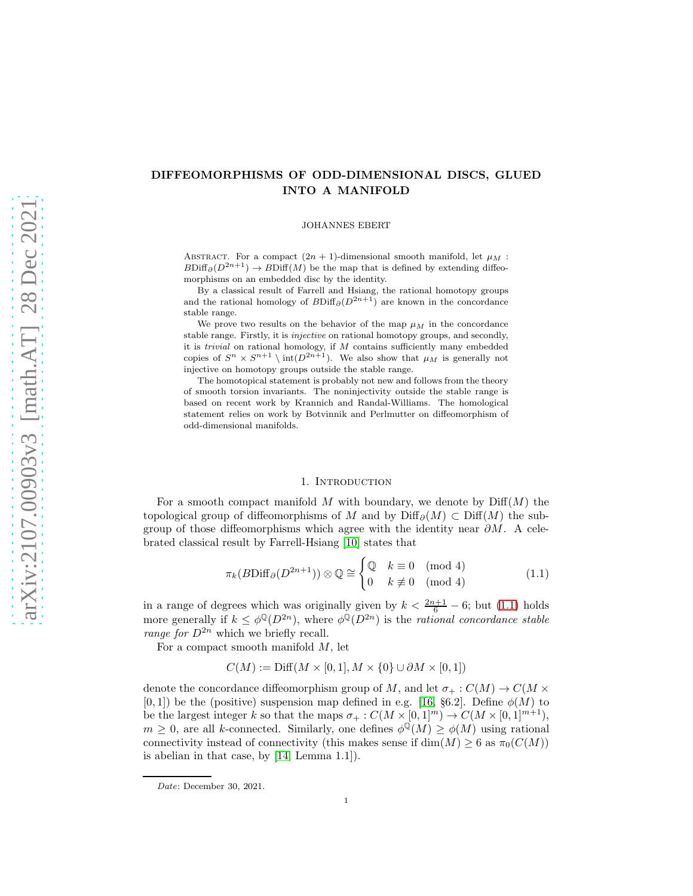# DIFFEOMORPHISMS OF ODD-DIMENSIONAL DISCS, GLUED INTO A MANIFOLD

JOHANNES EBERT

Abstract. For a compact $(2n+1)$-dimensional smooth manifold, let $\mu_M : B\mathrm{Diff}_\partial(D^{2n+1}) \to B\mathrm{Diff}(M)$ be the map that is defined by extending diffeomorphisms on an embedded disc by the identity.

By a classical result of Farrell and Hsiang, the rational homotopy groups and the rational homology of $B\mathrm{Diff}_\partial(D^{2n+1})$ are known in the concordance stable range.

We prove two results on the behavior of the map $\mu_M$ in the concordance stable range. Firstly, it is *injective* on rational homotopy groups, and secondly, it is *trivial* on rational homology, if $M$ contains sufficiently many embedded copies of $S^n \times S^{n+1} \setminus \mathrm{int}(D^{2n+1})$. We also show that $\mu_M$ is generally not injective on homotopy groups outside the stable range.

The homotopical statement is probably not new and follows from the theory of smooth torsion invariants. The noninjectivity outside the stable range is based on recent work by Krannich and Randal-Williams. The homological statement relies on work by Botvinnik and Perlmutter on diffeomorphism of odd-dimensional manifolds.

## 1. Introduction

For a smooth compact manifold $M$ with boundary, we denote by $\mathrm{Diff}(M)$ the topological group of diffeomorphisms of $M$ and by $\mathrm{Diff}_\partial(M) \subset \mathrm{Diff}(M)$ the subgroup of those diffeomorphisms which agree with the identity near $\partial M$. A celebrated classical result by Farrell-Hsiang [10] states that

$$\pi_k(B\mathrm{Diff}_\partial(D^{2n+1})) \otimes \mathbb{Q} \cong \begin{cases} \mathbb{Q} & k \equiv 0 \pmod 4 \\ 0 & k \not\equiv 0 \pmod 4 \end{cases} \tag{1.1}$$

in a range of degrees which was originally given by $k < \frac{2n+1}{6} - 6$; but (1.1) holds more generally if $k \leq \phi^{\mathbb{Q}}(D^{2n})$, where $\phi^{\mathbb{Q}}(D^{2n})$ is the *rational concordance stable range for* $D^{2n}$ which we briefly recall.

For a compact smooth manifold $M$, let

$$C(M) := \mathrm{Diff}(M \times [0,1], M \times \{0\} \cup \partial M \times [0,1])$$

denote the concordance diffeomorphism group of $M$, and let $\sigma_+ : C(M) \to C(M \times [0,1])$ be the (positive) suspension map defined in e.g. [16, §6.2]. Define $\phi(M)$ to be the largest integer $k$ so that the maps $\sigma_+ : C(M \times [0,1]^m) \to C(M \times [0,1]^{m+1})$, $m \geq 0$, are all $k$-connected. Similarly, one defines $\phi^{\mathbb{Q}}(M) \geq \phi(M)$ using rational connectivity instead of connectivity (this makes sense if $\dim(M) \geq 6$ as $\pi_0(C(M))$ is abelian in that case, by [14, Lemma 1.1]).

*Date*: December 30, 2021.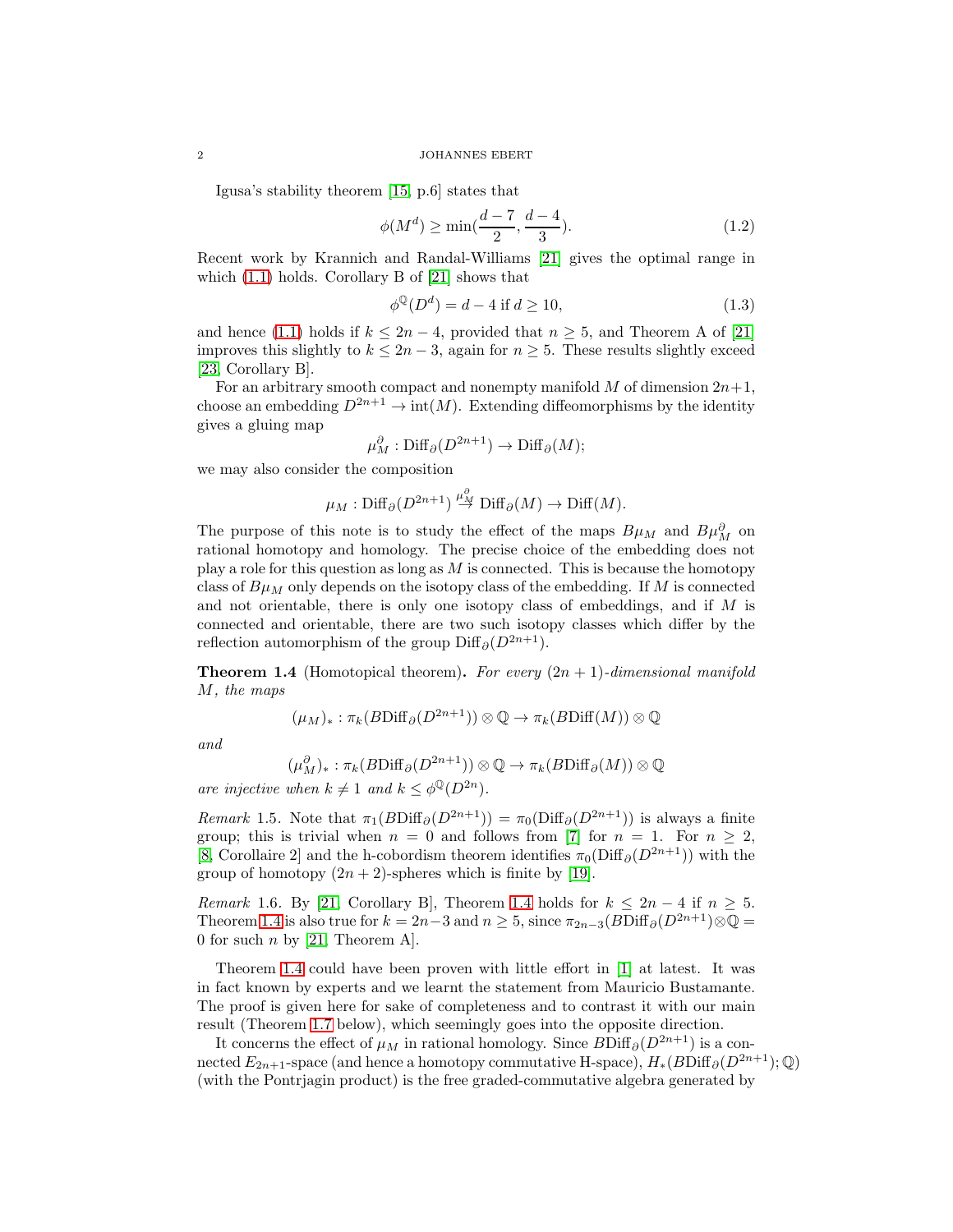Igusa's stability theorem [15, p.6] states that

$$\phi(M^d) \geq \min(\frac{d-7}{2}, \frac{d-4}{3}). \tag{1.2}$$

Recent work by Krannich and Randal-Williams [21] gives the optimal range in which (1.1) holds. Corollary B of [21] shows that

$$\phi^{\mathbb{Q}}(D^d) = d - 4 \text{ if } d \geq 10, \tag{1.3}$$

and hence (1.1) holds if $k \leq 2n-4$, provided that $n \geq 5$, and Theorem A of [21] improves this slightly to $k \leq 2n-3$, again for $n \geq 5$. These results slightly exceed [23, Corollary B].

For an arbitrary smooth compact and nonempty manifold $M$ of dimension $2n+1$, choose an embedding $D^{2n+1} \to \mathrm{int}(M)$. Extending diffeomorphisms by the identity gives a gluing map

$$\mu_M^\partial : \mathrm{Diff}_\partial(D^{2n+1}) \to \mathrm{Diff}_\partial(M);$$

we may also consider the composition

$$\mu_M : \mathrm{Diff}_\partial(D^{2n+1}) \stackrel{\mu_M^\partial}{\to} \mathrm{Diff}_\partial(M) \to \mathrm{Diff}(M).$$

The purpose of this note is to study the effect of the maps $B\mu_M$ and $B\mu_M^\partial$ on rational homotopy and homology. The precise choice of the embedding does not play a role for this question as long as $M$ is connected. This is because the homotopy class of $B\mu_M$ only depends on the isotopy class of the embedding. If $M$ is connected and not orientable, there is only one isotopy class of embeddings, and if $M$ is connected and orientable, there are two such isotopy classes which differ by the reflection automorphism of the group $\mathrm{Diff}_\partial(D^{2n+1})$.

**Theorem 1.4** (Homotopical theorem)**.** *For every $(2n+1)$-dimensional manifold $M$, the maps*

$$(\mu_M)_* : \pi_k(B\mathrm{Diff}_\partial(D^{2n+1})) \otimes \mathbb{Q} \to \pi_k(B\mathrm{Diff}(M)) \otimes \mathbb{Q}$$

*and*

$$(\mu_M^\partial)_* : \pi_k(B\mathrm{Diff}_\partial(D^{2n+1})) \otimes \mathbb{Q} \to \pi_k(B\mathrm{Diff}_\partial(M)) \otimes \mathbb{Q}$$

*are injective when $k \neq 1$ and $k \leq \phi^{\mathbb{Q}}(D^{2n})$.*

*Remark* 1.5. Note that $\pi_1(B\mathrm{Diff}_\partial(D^{2n+1})) = \pi_0(\mathrm{Diff}_\partial(D^{2n+1}))$ is always a finite group; this is trivial when $n = 0$ and follows from [7] for $n = 1$. For $n \geq 2$, [8, Corollaire 2] and the h-cobordism theorem identifies $\pi_0(\mathrm{Diff}_\partial(D^{2n+1}))$ with the group of homotopy $(2n+2)$-spheres which is finite by [19].

*Remark* 1.6. By [21, Corollary B], Theorem 1.4 holds for $k \leq 2n-4$ if $n \geq 5$. Theorem 1.4 is also true for $k = 2n-3$ and $n \geq 5$, since $\pi_{2n-3}(B\mathrm{Diff}_\partial(D^{2n+1}) \otimes \mathbb{Q} = 0$ for such $n$ by [21, Theorem A].

Theorem 1.4 could have been proven with little effort in [1] at latest. It was in fact known by experts and we learnt the statement from Mauricio Bustamante. The proof is given here for sake of completeness and to contrast it with our main result (Theorem 1.7 below), which seemingly goes into the opposite direction.

It concerns the effect of $\mu_M$ in rational homology. Since $B\mathrm{Diff}_\partial(D^{2n+1})$ is a connected $E_{2n+1}$-space (and hence a homotopy commutative H-space), $H_*(B\mathrm{Diff}_\partial(D^{2n+1}); \mathbb{Q})$ (with the Pontrjagin product) is the free graded-commutative algebra generated by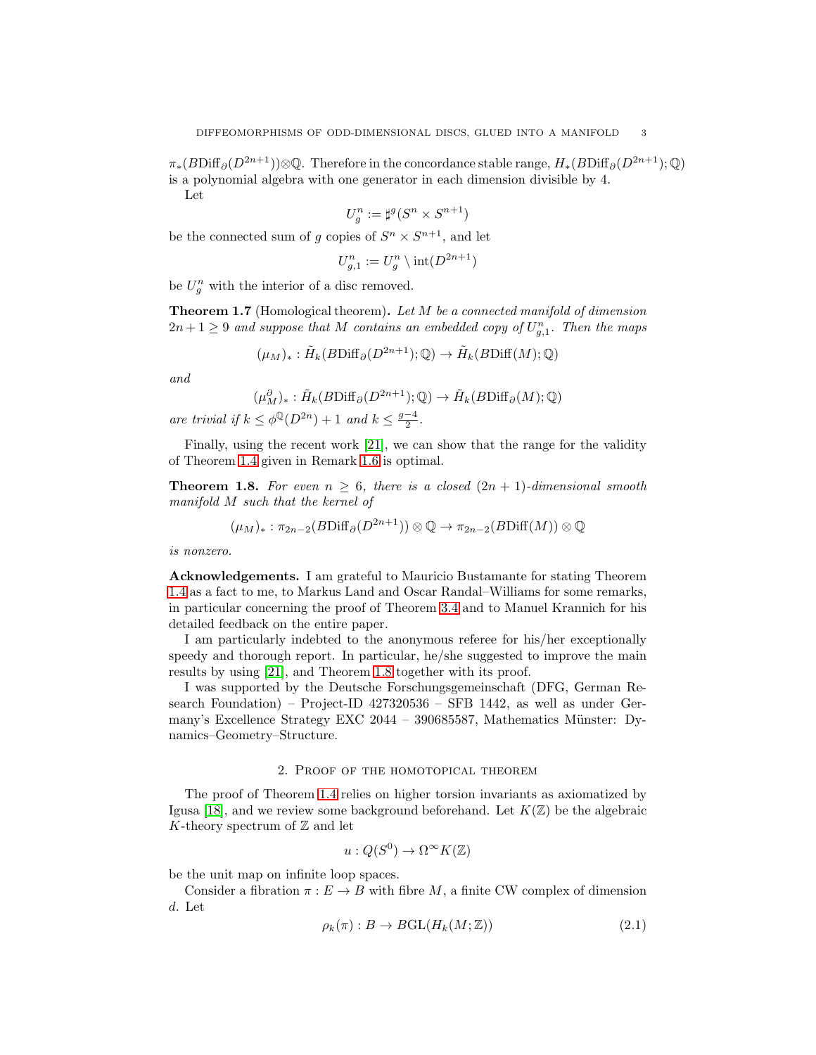$\pi_*(B\mathrm{Diff}_\partial(D^{2n+1}))\otimes\mathbb{Q}$. Therefore in the concordance stable range, $H_*(B\mathrm{Diff}_\partial(D^{2n+1});\mathbb{Q})$ is a polynomial algebra with one generator in each dimension divisible by 4.

Let

$$U_g^n := \sharp^g(S^n \times S^{n+1})$$

be the connected sum of $g$ copies of $S^n \times S^{n+1}$, and let

$$U_{g,1}^n := U_g^n \setminus \mathrm{int}(D^{2n+1})$$

be $U_g^n$ with the interior of a disc removed.

**Theorem 1.7** (Homological theorem)**.** *Let $M$ be a connected manifold of dimension $2n+1 \geq 9$ and suppose that $M$ contains an embedded copy of $U_{g,1}^n$. Then the maps*

$$(\mu_M)_* : \tilde{H}_k(B\mathrm{Diff}_\partial(D^{2n+1});\mathbb{Q}) \to \tilde{H}_k(B\mathrm{Diff}(M);\mathbb{Q})$$

*and*

$$(\mu_M^\partial)_* : \tilde{H}_k(B\mathrm{Diff}_\partial(D^{2n+1});\mathbb{Q}) \to \tilde{H}_k(B\mathrm{Diff}_\partial(M);\mathbb{Q})$$

*are trivial if $k \leq \phi^{\mathbb{Q}}(D^{2n}) + 1$ and $k \leq \frac{g-4}{2}$.*

Finally, using the recent work [21], we can show that the range for the validity of Theorem 1.4 given in Remark 1.6 is optimal.

**Theorem 1.8.** *For even $n \geq 6$, there is a closed $(2n+1)$-dimensional smooth manifold $M$ such that the kernel of*

$$(\mu_M)_* : \pi_{2n-2}(B\mathrm{Diff}_\partial(D^{2n+1}))\otimes\mathbb{Q} \to \pi_{2n-2}(B\mathrm{Diff}(M))\otimes\mathbb{Q}$$

*is nonzero.*

**Acknowledgements.** I am grateful to Mauricio Bustamante for stating Theorem 1.4 as a fact to me, to Markus Land and Oscar Randal–Williams for some remarks, in particular concerning the proof of Theorem 3.4 and to Manuel Krannich for his detailed feedback on the entire paper.

I am particularly indebted to the anonymous referee for his/her exceptionally speedy and thorough report. In particular, he/she suggested to improve the main results by using [21], and Theorem 1.8 together with its proof.

I was supported by the Deutsche Forschungsgemeinschaft (DFG, German Research Foundation) – Project-ID 427320536 – SFB 1442, as well as under Germany's Excellence Strategy EXC 2044 – 390685587, Mathematics Münster: Dynamics–Geometry–Structure.

## 2. Proof of the homotopical theorem

The proof of Theorem 1.4 relies on higher torsion invariants as axiomatized by Igusa [18], and we review some background beforehand. Let $K(\mathbb{Z})$ be the algebraic $K$-theory spectrum of $\mathbb{Z}$ and let

$$u : Q(S^0) \to \Omega^\infty K(\mathbb{Z})$$

be the unit map on infinite loop spaces.

Consider a fibration $\pi : E \to B$ with fibre $M$, a finite CW complex of dimension $d$. Let

$$\rho_k(\pi) : B \to B\mathrm{GL}(H_k(M;\mathbb{Z})) \tag{2.1}$$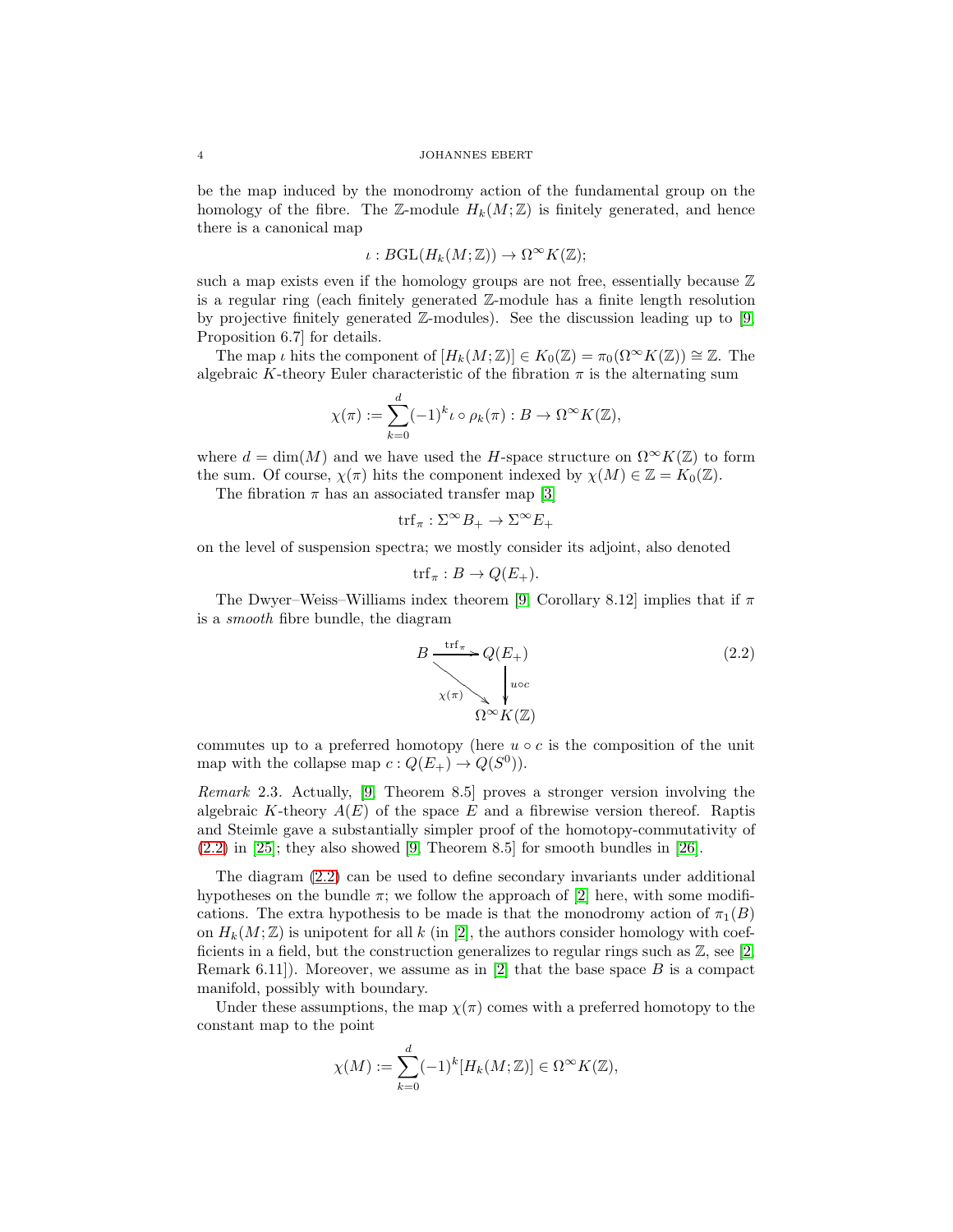be the map induced by the monodromy action of the fundamental group on the homology of the fibre. The $\mathbb{Z}$-module $H_k(M;\mathbb{Z})$ is finitely generated, and hence there is a canonical map

$$\iota : B\mathrm{GL}(H_k(M;\mathbb{Z})) \to \Omega^\infty K(\mathbb{Z});$$

such a map exists even if the homology groups are not free, essentially because $\mathbb{Z}$ is a regular ring (each finitely generated $\mathbb{Z}$-module has a finite length resolution by projective finitely generated $\mathbb{Z}$-modules). See the discussion leading up to [9, Proposition 6.7] for details.

The map $\iota$ hits the component of $[H_k(M;\mathbb{Z})] \in K_0(\mathbb{Z}) = \pi_0(\Omega^\infty K(\mathbb{Z})) \cong \mathbb{Z}$. The algebraic $K$-theory Euler characteristic of the fibration $\pi$ is the alternating sum

$$\chi(\pi) := \sum_{k=0}^{d} (-1)^k \iota \circ \rho_k(\pi) : B \to \Omega^\infty K(\mathbb{Z}),$$

where $d = \dim(M)$ and we have used the $H$-space structure on $\Omega^\infty K(\mathbb{Z})$ to form the sum. Of course, $\chi(\pi)$ hits the component indexed by $\chi(M) \in \mathbb{Z} = K_0(\mathbb{Z})$.

The fibration $\pi$ has an associated transfer map [3]

$$\mathrm{trf}_\pi : \Sigma^\infty B_+ \to \Sigma^\infty E_+$$

on the level of suspension spectra; we mostly consider its adjoint, also denoted

$$\mathrm{trf}_\pi : B \to Q(E_+).$$

The Dwyer–Weiss–Williams index theorem [9, Corollary 8.12] implies that if $\pi$ is a *smooth* fibre bundle, the diagram

$$\begin{array}{ccc} B & \xrightarrow{\mathrm{trf}_\pi} & Q(E_+) \\ & \searrow^{\chi(\pi)} & \downarrow{\scriptstyle u\circ c} \\ & & \Omega^\infty K(\mathbb{Z}) \end{array} \tag{2.2}$$

commutes up to a preferred homotopy (here $u \circ c$ is the composition of the unit map with the collapse map $c : Q(E_+) \to Q(S^0)$).

*Remark* 2.3. Actually, [9, Theorem 8.5] proves a stronger version involving the algebraic $K$-theory $A(E)$ of the space $E$ and a fibrewise version thereof. Raptis and Steimle gave a substantially simpler proof of the homotopy-commutativity of (2.2) in [25]; they also showed [9, Theorem 8.5] for smooth bundles in [26].

The diagram (2.2) can be used to define secondary invariants under additional hypotheses on the bundle $\pi$; we follow the approach of [2] here, with some modifications. The extra hypothesis to be made is that the monodromy action of $\pi_1(B)$ on $H_k(M;\mathbb{Z})$ is unipotent for all $k$ (in [2], the authors consider homology with coefficients in a field, but the construction generalizes to regular rings such as $\mathbb{Z}$, see [2, Remark 6.11]). Moreover, we assume as in [2] that the base space $B$ is a compact manifold, possibly with boundary.

Under these assumptions, the map $\chi(\pi)$ comes with a preferred homotopy to the constant map to the point

$$\chi(M) := \sum_{k=0}^{d} (-1)^k [H_k(M;\mathbb{Z})] \in \Omega^\infty K(\mathbb{Z}),$$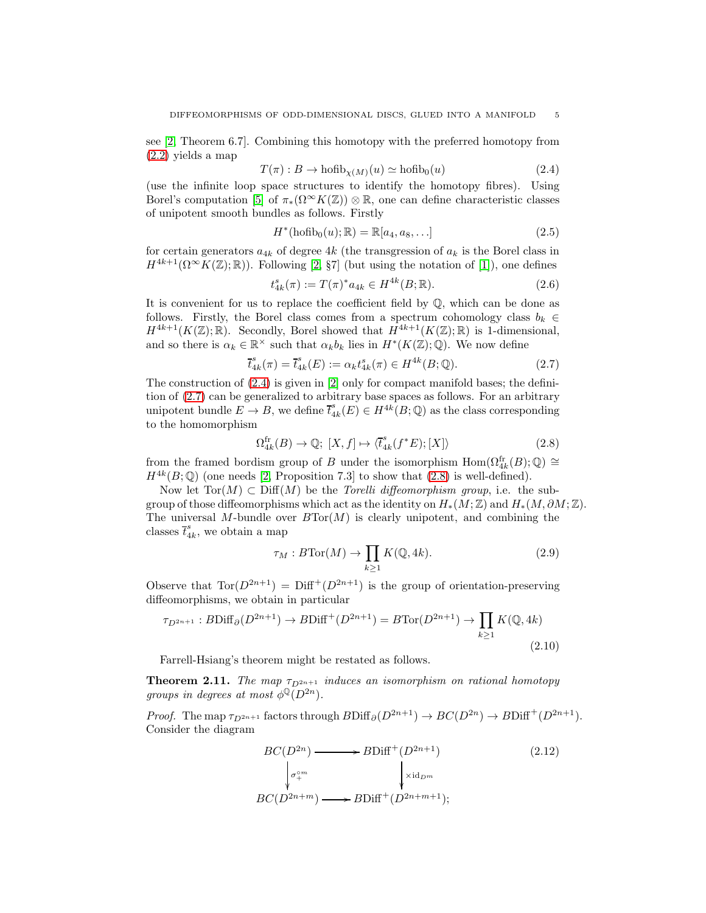see [2, Theorem 6.7]. Combining this homotopy with the preferred homotopy from (2.2) yields a map

$$T(\pi) : B \to \mathrm{hofib}_{\chi(M)}(u) \simeq \mathrm{hofib}_0(u) \tag{2.4}$$

(use the infinite loop space structures to identify the homotopy fibres). Using Borel's computation [5] of $\pi_*(\Omega^\infty K(\mathbb{Z})) \otimes \mathbb{R}$, one can define characteristic classes of unipotent smooth bundles as follows. Firstly

$$H^*(\mathrm{hofib}_0(u); \mathbb{R}) = \mathbb{R}[a_4, a_8, \ldots] \tag{2.5}$$

for certain generators $a_{4k}$ of degree $4k$ (the transgression of $a_k$ is the Borel class in $H^{4k+1}(\Omega^\infty K(\mathbb{Z}); \mathbb{R})$). Following [2, §7] (but using the notation of [1]), one defines

$$t^s_{4k}(\pi) := T(\pi)^* a_{4k} \in H^{4k}(B; \mathbb{R}). \tag{2.6}$$

It is convenient for us to replace the coefficient field by $\mathbb{Q}$, which can be done as follows. Firstly, the Borel class comes from a spectrum cohomology class $b_k \in H^{4k+1}(K(\mathbb{Z}); \mathbb{R})$. Secondly, Borel showed that $H^{4k+1}(K(\mathbb{Z}); \mathbb{R})$ is 1-dimensional, and so there is $\alpha_k \in \mathbb{R}^\times$ such that $\alpha_k b_k$ lies in $H^*(K(\mathbb{Z}); \mathbb{Q})$. We now define

$$\overline{t}^s_{4k}(\pi) = \overline{t}^s_{4k}(E) := \alpha_k t^s_{4k}(\pi) \in H^{4k}(B; \mathbb{Q}). \tag{2.7}$$

The construction of (2.4) is given in [2] only for compact manifold bases; the definition of (2.7) can be generalized to arbitrary base spaces as follows. For an arbitrary unipotent bundle $E \to B$, we define $\overline{t}^s_{4k}(E) \in H^{4k}(B; \mathbb{Q})$ as the class corresponding to the homomorphism

$$\Omega^{\mathrm{fr}}_{4k}(B) \to \mathbb{Q};\ [X, f] \mapsto \langle \overline{t}^s_{4k}(f^*E); [X] \rangle \tag{2.8}$$

from the framed bordism group of $B$ under the isomorphism $\mathrm{Hom}(\Omega^{\mathrm{fr}}_{4k}(B); \mathbb{Q}) \cong H^{4k}(B; \mathbb{Q})$ (one needs [2, Proposition 7.3] to show that (2.8) is well-defined).

Now let $\mathrm{Tor}(M) \subset \mathrm{Diff}(M)$ be the *Torelli diffeomorphism group*, i.e. the subgroup of those diffeomorphisms which act as the identity on $H_*(M; \mathbb{Z})$ and $H_*(M, \partial M; \mathbb{Z})$. The universal $M$-bundle over $B\mathrm{Tor}(M)$ is clearly unipotent, and combining the classes $\overline{t}^s_{4k}$, we obtain a map

$$\tau_M : B\mathrm{Tor}(M) \to \prod_{k \geq 1} K(\mathbb{Q}, 4k). \tag{2.9}$$

Observe that $\mathrm{Tor}(D^{2n+1}) = \mathrm{Diff}^+(D^{2n+1})$ is the group of orientation-preserving diffeomorphisms, we obtain in particular

$$\tau_{D^{2n+1}} : B\mathrm{Diff}_\partial(D^{2n+1}) \to B\mathrm{Diff}^+(D^{2n+1}) = B\mathrm{Tor}(D^{2n+1}) \to \prod_{k \geq 1} K(\mathbb{Q}, 4k) \tag{2.10}$$

Farrell-Hsiang's theorem might be restated as follows.

**Theorem 2.11.** *The map $\tau_{D^{2n+1}}$ induces an isomorphism on rational homotopy groups in degrees at most $\phi^{\mathbb{Q}}(D^{2n})$.*

*Proof.* The map $\tau_{D^{2n+1}}$ factors through $B\mathrm{Diff}_\partial(D^{2n+1}) \to BC(D^{2n}) \to B\mathrm{Diff}^+(D^{2n+1})$. Consider the diagram

$$\begin{array}{ccc} BC(D^{2n}) & \longrightarrow & B\mathrm{Diff}^+(D^{2n+1}) \\ \Big\downarrow \sigma_+^{\circ m} & & \Big\downarrow \times \mathrm{id}_{D^m} \\ BC(D^{2n+m}) & \longrightarrow & B\mathrm{Diff}^+(D^{2n+m+1}); \end{array} \tag{2.12}$$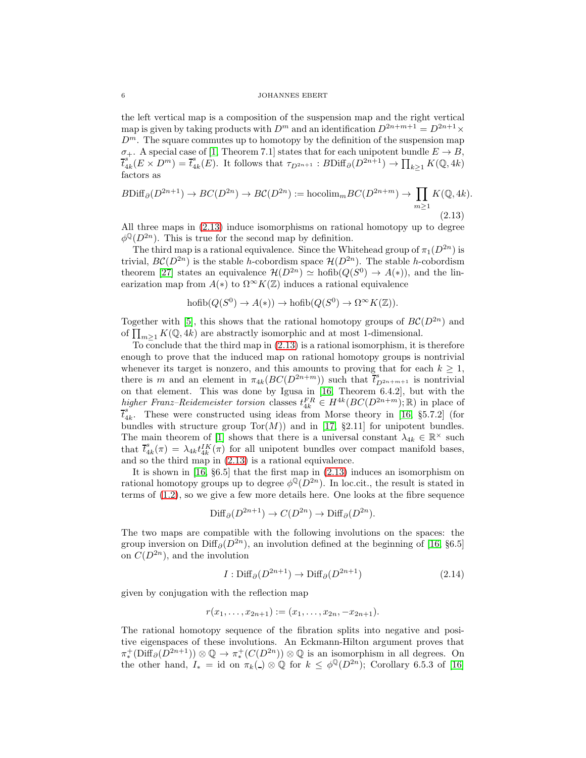the left vertical map is a composition of the suspension map and the right vertical map is given by taking products with $D^m$ and an identification $D^{2n+m+1} = D^{2n+1} \times D^m$. The square commutes up to homotopy by the definition of the suspension map $\sigma_+$. A special case of [1, Theorem 7.1] states that for each unipotent bundle $E \to B$, $\overline{t}^s_{4k}(E \times D^m) = \overline{t}^s_{4k}(E)$. It follows that $\tau_{D^{2n+1}} : B\mathrm{Diff}_\partial(D^{2n+1}) \to \prod_{k\geq 1} K(\mathbb{Q}, 4k)$ factors as

$$B\mathrm{Diff}_\partial(D^{2n+1}) \to BC(D^{2n}) \to B\mathcal{C}(D^{2n}) := \mathrm{hocolim}_m BC(D^{2n+m}) \to \prod_{m\geq 1} K(\mathbb{Q}, 4k). \tag{2.13}$$

All three maps in (2.13) induce isomorphisms on rational homotopy up to degree $\phi^{\mathbb{Q}}(D^{2n})$. This is true for the second map by definition.

The third map is a rational equivalence. Since the Whitehead group of $\pi_1(D^{2n})$ is trivial, $B\mathcal{C}(D^{2n})$ is the stable $h$-cobordism space $\mathcal{H}(D^{2n})$. The stable $h$-cobordism theorem [27] states an equivalence $\mathcal{H}(D^{2n}) \simeq \mathrm{hofib}(Q(S^0) \to A(*))$, and the linearization map from $A(*)$ to $\Omega^\infty K(\mathbb{Z})$ induces a rational equivalence

$$\mathrm{hofib}(Q(S^0) \to A(*)) \to \mathrm{hofib}(Q(S^0) \to \Omega^\infty K(\mathbb{Z})).$$

Together with [5], this shows that the rational homotopy groups of $B\mathcal{C}(D^{2n})$ and of $\prod_{m\geq 1} K(\mathbb{Q}, 4k)$ are abstractly isomorphic and at most 1-dimensional.

To conclude that the third map in (2.13) is a rational isomorphism, it is therefore enough to prove that the induced map on rational homotopy groups is nontrivial whenever its target is nonzero, and this amounts to proving that for each $k \geq 1$, there is $m$ and an element in $\pi_{4k}(BC(D^{2n+m}))$ such that $\overline{t}^s_{D^{2n+m+1}}$ is nontrivial on that element. This was done by Igusa in [16, Theorem 6.4.2], but with the *higher Franz–Reidemeister torsion* classes $t^{FR}_{4k} \in H^{4k}(BC(D^{2n+m}); \mathbb{R})$ in place of $\overline{t}^s_{4k}$. These were constructed using ideas from Morse theory in [16, §5.7.2] (for bundles with structure group $\mathrm{Tor}(M)$) and in [17, §2.11] for unipotent bundles. The main theorem of [1] shows that there is a universal constant $\lambda_{4k} \in \mathbb{R}^\times$ such that $\overline{t}^s_{4k}(\pi) = \lambda_{4k} t^{IK}_{4k}(\pi)$ for all unipotent bundles over compact manifold bases, and so the third map in (2.13) is a rational equivalence.

It is shown in [16, §6.5] that the first map in (2.13) induces an isomorphism on rational homotopy groups up to degree $\phi^{\mathbb{Q}}(D^{2n})$. In loc.cit., the result is stated in terms of (1.2), so we give a few more details here. One looks at the fibre sequence

$$\mathrm{Diff}_\partial(D^{2n+1}) \to C(D^{2n}) \to \mathrm{Diff}_\partial(D^{2n}).$$

The two maps are compatible with the following involutions on the spaces: the group inversion on $\mathrm{Diff}_\partial(D^{2n})$, an involution defined at the beginning of [16, §6.5] on $C(D^{2n})$, and the involution

$$I : \mathrm{Diff}_\partial(D^{2n+1}) \to \mathrm{Diff}_\partial(D^{2n+1}) \tag{2.14}$$

given by conjugation with the reflection map

$$r(x_1, \ldots, x_{2n+1}) := (x_1, \ldots, x_{2n}, -x_{2n+1}).$$

The rational homotopy sequence of the fibration splits into negative and positive eigenspaces of these involutions. An Eckmann-Hilton argument proves that $\pi^+_*(\mathrm{Diff}_\partial(D^{2n+1})) \otimes \mathbb{Q} \to \pi^+_*(C(D^{2n})) \otimes \mathbb{Q}$ is an isomorphism in all degrees. On the other hand, $I_* = \mathrm{id}$ on $\pi_k(\_) \otimes \mathbb{Q}$ for $k \leq \phi^{\mathbb{Q}}(D^{2n})$; Corollary 6.5.3 of [16]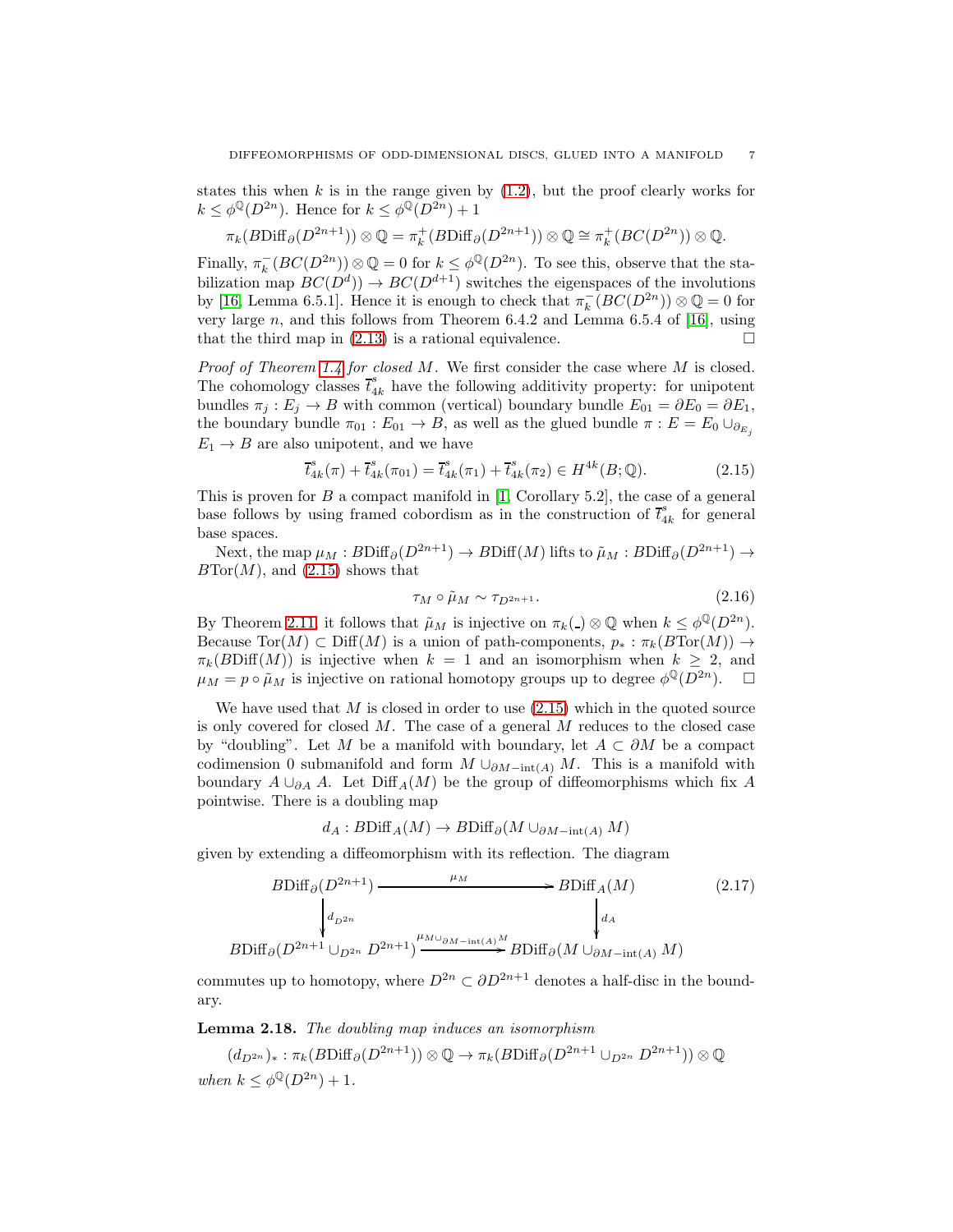states this when $k$ is in the range given by (1.2), but the proof clearly works for $k \leq \phi^{\mathbb{Q}}(D^{2n})$. Hence for $k \leq \phi^{\mathbb{Q}}(D^{2n}) + 1$

$$\pi_k(B\mathrm{Diff}_\partial(D^{2n+1})) \otimes \mathbb{Q} = \pi_k^+(B\mathrm{Diff}_\partial(D^{2n+1})) \otimes \mathbb{Q} \cong \pi_k^+(BC(D^{2n})) \otimes \mathbb{Q}.$$

Finally, $\pi_k^-(BC(D^{2n})) \otimes \mathbb{Q} = 0$ for $k \leq \phi^{\mathbb{Q}}(D^{2n})$. To see this, observe that the stabilization map $BC(D^d)) \to BC(D^{d+1})$ switches the eigenspaces of the involutions by [16, Lemma 6.5.1]. Hence it is enough to check that $\pi_k^-(BC(D^{2n})) \otimes \mathbb{Q} = 0$ for very large $n$, and this follows from Theorem 6.4.2 and Lemma 6.5.4 of [16], using that the third map in (2.13) is a rational equivalence. □

*Proof of Theorem 1.4 for closed $M$.* We first consider the case where $M$ is closed. The cohomology classes $\overline{t}^{\mathrm{s}}_{4k}$ have the following additivity property: for unipotent bundles $\pi_j : E_j \to B$ with common (vertical) boundary bundle $E_{01} = \partial E_0 = \partial E_1$, the boundary bundle $\pi_{01} : E_{01} \to B$, as well as the glued bundle $\pi : E = E_0 \cup_{\partial_{E_j}} E_1 \to B$ are also unipotent, and we have

$$\overline{t}^{\mathrm{s}}_{4k}(\pi) + \overline{t}^{\mathrm{s}}_{4k}(\pi_{01}) = \overline{t}^{\mathrm{s}}_{4k}(\pi_1) + \overline{t}^{\mathrm{s}}_{4k}(\pi_2) \in H^{4k}(B; \mathbb{Q}). \tag{2.15}$$

This is proven for $B$ a compact manifold in [1, Corollary 5.2], the case of a general base follows by using framed cobordism as in the construction of $\overline{t}^{\mathrm{s}}_{4k}$ for general base spaces.

Next, the map $\mu_M : B\mathrm{Diff}_\partial(D^{2n+1}) \to B\mathrm{Diff}(M)$ lifts to $\tilde{\mu}_M : B\mathrm{Diff}_\partial(D^{2n+1}) \to B\mathrm{Tor}(M)$, and (2.15) shows that

$$\tau_M \circ \tilde{\mu}_M \sim \tau_{D^{2n+1}}. \tag{2.16}$$

By Theorem 2.11, it follows that $\tilde{\mu}_M$ is injective on $\pi_k(\_) \otimes \mathbb{Q}$ when $k \leq \phi^{\mathbb{Q}}(D^{2n})$. Because $\mathrm{Tor}(M) \subset \mathrm{Diff}(M)$ is a union of path-components, $p_* : \pi_k(B\mathrm{Tor}(M)) \to \pi_k(B\mathrm{Diff}(M))$ is injective when $k = 1$ and an isomorphism when $k \geq 2$, and $\mu_M = p \circ \tilde{\mu}_M$ is injective on rational homotopy groups up to degree $\phi^{\mathbb{Q}}(D^{2n})$. □

We have used that $M$ is closed in order to use (2.15) which in the quoted source is only covered for closed $M$. The case of a general $M$ reduces to the closed case by "doubling". Let $M$ be a manifold with boundary, let $A \subset \partial M$ be a compact codimension 0 submanifold and form $M \cup_{\partial M - \mathrm{int}(A)} M$. This is a manifold with boundary $A \cup_{\partial A} A$. Let $\mathrm{Diff}_A(M)$ be the group of diffeomorphisms which fix $A$ pointwise. There is a doubling map

$$d_A : B\mathrm{Diff}_A(M) \to B\mathrm{Diff}_\partial(M \cup_{\partial M - \mathrm{int}(A)} M)$$

given by extending a diffeomorphism with its reflection. The diagram

$$\begin{array}{ccc}
B\mathrm{Diff}_\partial(D^{2n+1}) & \xrightarrow{\quad \mu_M \quad} & B\mathrm{Diff}_A(M) \\
\Big\downarrow{\scriptstyle d_{D^{2n}}} & & \Big\downarrow{\scriptstyle d_A} \\
B\mathrm{Diff}_\partial(D^{2n+1} \cup_{D^{2n}} D^{2n+1}) & \xrightarrow{\mu_{M \cup_{\partial M - \mathrm{int}(A)} M}} & B\mathrm{Diff}_\partial(M \cup_{\partial M - \mathrm{int}(A)} M)
\end{array} \tag{2.17}$$

commutes up to homotopy, where $D^{2n} \subset \partial D^{2n+1}$ denotes a half-disc in the boundary.

**Lemma 2.18.** *The doubling map induces an isomorphism*

$$(d_{D^{2n}})_* : \pi_k(B\mathrm{Diff}_\partial(D^{2n+1})) \otimes \mathbb{Q} \to \pi_k(B\mathrm{Diff}_\partial(D^{2n+1} \cup_{D^{2n}} D^{2n+1})) \otimes \mathbb{Q}$$

*when $k \leq \phi^{\mathbb{Q}}(D^{2n}) + 1$.*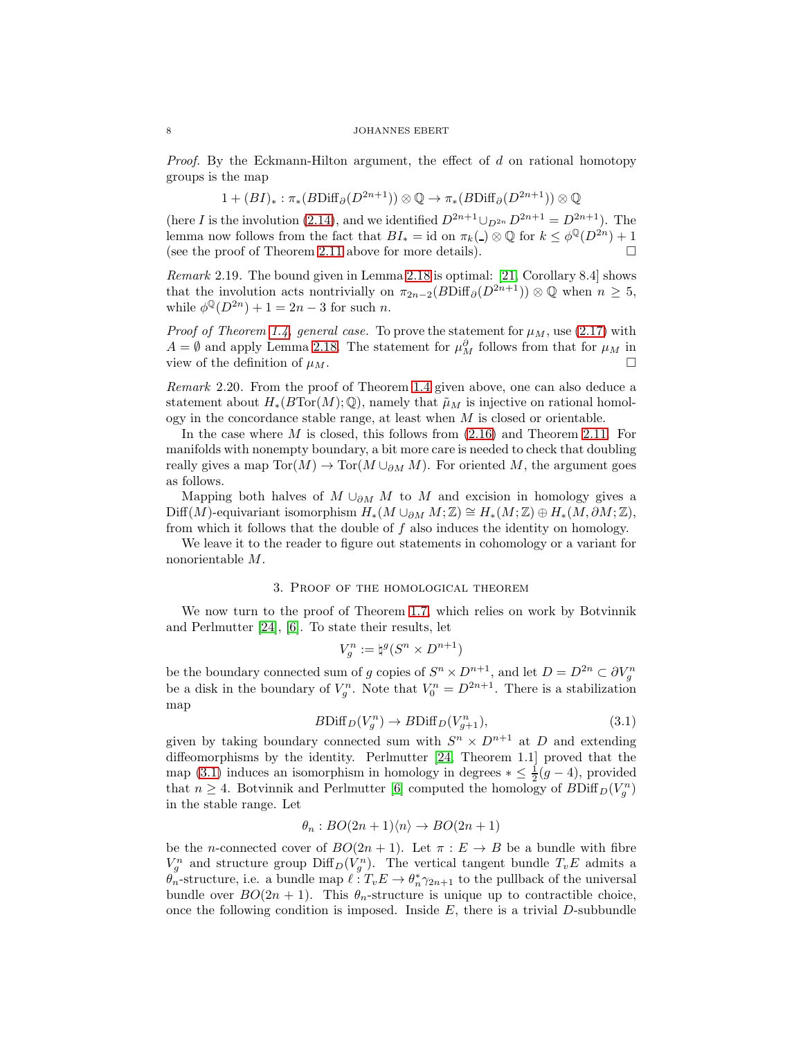*Proof.* By the Eckmann-Hilton argument, the effect of $d$ on rational homotopy groups is the map

$$1 + (BI)_* : \pi_*(B\mathrm{Diff}_\partial(D^{2n+1})) \otimes \mathbb{Q} \to \pi_*(B\mathrm{Diff}_\partial(D^{2n+1})) \otimes \mathbb{Q}$$

(here $I$ is the involution (2.14), and we identified $D^{2n+1} \cup_{D^{2n}} D^{2n+1} = D^{2n+1}$). The lemma now follows from the fact that $BI_* = \mathrm{id}$ on $\pi_k(\_) \otimes \mathbb{Q}$ for $k \leq \phi^{\mathbb{Q}}(D^{2n}) + 1$ (see the proof of Theorem 2.11 above for more details). □

*Remark* 2.19. The bound given in Lemma 2.18 is optimal: [21, Corollary 8.4] shows that the involution acts nontrivially on $\pi_{2n-2}(B\mathrm{Diff}_\partial(D^{2n+1})) \otimes \mathbb{Q}$ when $n \geq 5$, while $\phi^{\mathbb{Q}}(D^{2n}) + 1 = 2n - 3$ for such $n$.

*Proof of Theorem 1.4, general case.* To prove the statement for $\mu_M$, use (2.17) with $A = \emptyset$ and apply Lemma 2.18. The statement for $\mu_M^\partial$ follows from that for $\mu_M$ in view of the definition of $\mu_M$. □

*Remark* 2.20. From the proof of Theorem 1.4 given above, one can also deduce a statement about $H_*(B\mathrm{Tor}(M); \mathbb{Q})$, namely that $\tilde{\mu}_M$ is injective on rational homology in the concordance stable range, at least when $M$ is closed or orientable.

In the case where $M$ is closed, this follows from (2.16) and Theorem 2.11. For manifolds with nonempty boundary, a bit more care is needed to check that doubling really gives a map $\mathrm{Tor}(M) \to \mathrm{Tor}(M \cup_{\partial M} M)$. For oriented $M$, the argument goes as follows.

Mapping both halves of $M \cup_{\partial M} M$ to $M$ and excision in homology gives a $\mathrm{Diff}(M)$-equivariant isomorphism $H_*(M \cup_{\partial M} M; \mathbb{Z}) \cong H_*(M; \mathbb{Z}) \oplus H_*(M, \partial M; \mathbb{Z})$, from which it follows that the double of $f$ also induces the identity on homology.

We leave it to the reader to figure out statements in cohomology or a variant for nonorientable $M$.

## 3. Proof of the homological theorem

We now turn to the proof of Theorem 1.7, which relies on work by Botvinnik and Perlmutter [24], [6]. To state their results, let

$$V_g^n := \natural^g (S^n \times D^{n+1})$$

be the boundary connected sum of $g$ copies of $S^n \times D^{n+1}$, and let $D = D^{2n} \subset \partial V_g^n$ be a disk in the boundary of $V_g^n$. Note that $V_0^n = D^{2n+1}$. There is a stabilization map

$$B\mathrm{Diff}_D(V_g^n) \to B\mathrm{Diff}_D(V_{g+1}^n), \tag{3.1}$$

given by taking boundary connected sum with $S^n \times D^{n+1}$ at $D$ and extending diffeomorphisms by the identity. Perlmutter [24, Theorem 1.1] proved that the map (3.1) induces an isomorphism in homology in degrees $* \leq \frac{1}{2}(g-4)$, provided that $n \geq 4$. Botvinnik and Perlmutter [6] computed the homology of $B\mathrm{Diff}_D(V_g^n)$ in the stable range. Let

$$\theta_n : BO(2n+1)\langle n \rangle \to BO(2n+1)$$

be the $n$-connected cover of $BO(2n+1)$. Let $\pi : E \to B$ be a bundle with fibre $V_g^n$ and structure group $\mathrm{Diff}_D(V_g^n)$. The vertical tangent bundle $T_v E$ admits a $\theta_n$-structure, i.e. a bundle map $\ell : T_v E \to \theta_n^* \gamma_{2n+1}$ to the pullback of the universal bundle over $BO(2n+1)$. This $\theta_n$-structure is unique up to contractible choice, once the following condition is imposed. Inside $E$, there is a trivial $D$-subbundle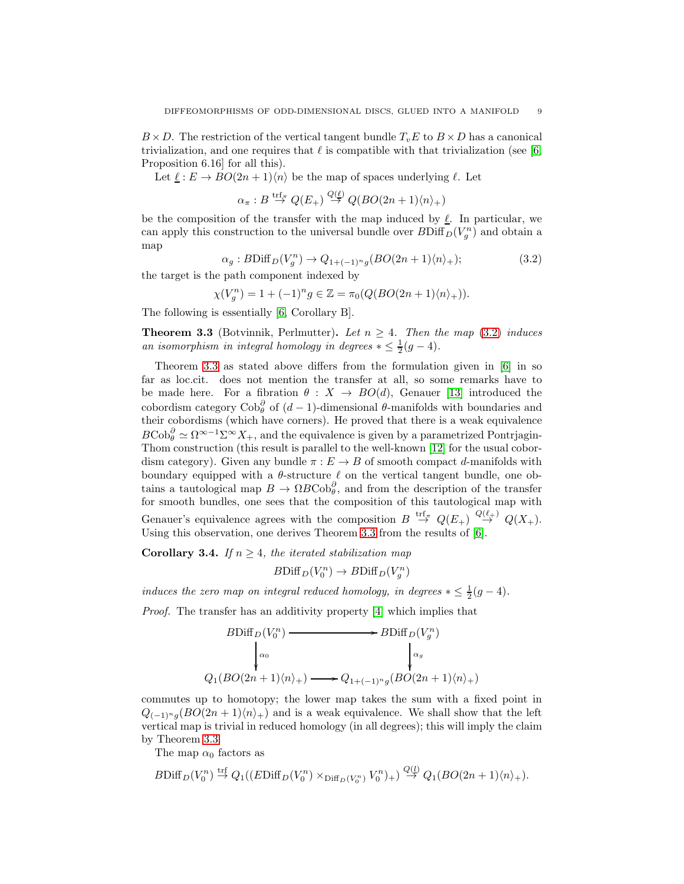$B \times D$. The restriction of the vertical tangent bundle $T_v E$ to $B \times D$ has a canonical trivialization, and one requires that $\ell$ is compatible with that trivialization (see [6, Proposition 6.16] for all this).

Let $\underline{\ell} : E \to BO(2n+1)\langle n \rangle$ be the map of spaces underlying $\ell$. Let

$$\alpha_\pi : B \stackrel{\mathrm{trf}_\pi}{\to} Q(E_+) \stackrel{Q(\underline{\ell})}{\to} Q(BO(2n+1)\langle n \rangle_+)$$

be the composition of the transfer with the map induced by $\underline{\ell}$. In particular, we can apply this construction to the universal bundle over $B\mathrm{Diff}_D(V_g^n)$ and obtain a map

$$\alpha_g : B\mathrm{Diff}_D(V_g^n) \to Q_{1+(-1)^n g}(BO(2n+1)\langle n \rangle_+); \tag{3.2}$$

the target is the path component indexed by

$$\chi(V_g^n) = 1 + (-1)^n g \in \mathbb{Z} = \pi_0(Q(BO(2n+1)\langle n \rangle_+)).$$

The following is essentially [6, Corollary B].

**Theorem 3.3** (Botvinnik, Perlmutter)**.** *Let $n \geq 4$. Then the map (3.2) induces an isomorphism in integral homology in degrees $* \leq \frac{1}{2}(g-4)$.*

Theorem 3.3 as stated above differs from the formulation given in [6] in so far as loc.cit. does not mention the transfer at all, so some remarks have to be made here. For a fibration $\theta : X \to BO(d)$, Genauer [13] introduced the cobordism category $\mathrm{Cob}_\theta^\partial$ of $(d-1)$-dimensional $\theta$-manifolds with boundaries and their cobordisms (which have corners). He proved that there is a weak equivalence $B\mathrm{Cob}_\theta^\partial \simeq \Omega^{\infty-1}\Sigma^\infty X_+$, and the equivalence is given by a parametrized Pontrjagin-Thom construction (this result is parallel to the well-known [12] for the usual cobordism category). Given any bundle $\pi : E \to B$ of smooth compact $d$-manifolds with boundary equipped with a $\theta$-structure $\ell$ on the vertical tangent bundle, one obtains a tautological map $B \to \Omega B\mathrm{Cob}_\theta^\partial$, and from the description of the transfer for smooth bundles, one sees that the composition of this tautological map with Genauer's equivalence agrees with the composition $B \stackrel{\mathrm{trf}_\pi}{\to} Q(E_+) \stackrel{Q(\ell_+)}{\to} Q(X_+)$. Using this observation, one derives Theorem 3.3 from the results of [6].

**Corollary 3.4.** *If $n \geq 4$, the iterated stabilization map*

$$B\mathrm{Diff}_D(V_0^n) \to B\mathrm{Diff}_D(V_g^n)$$

*induces the zero map on integral reduced homology, in degrees $* \leq \frac{1}{2}(g-4)$.*

*Proof.* The transfer has an additivity property [4] which implies that

$$\begin{array}{ccc}
B\mathrm{Diff}_D(V_0^n) & \longrightarrow & B\mathrm{Diff}_D(V_g^n) \\
\downarrow{\scriptstyle \alpha_0} & & \downarrow{\scriptstyle \alpha_g} \\
Q_1(BO(2n+1)\langle n \rangle_+) & \longrightarrow & Q_{1+(-1)^n g}(BO(2n+1)\langle n \rangle_+)
\end{array}$$

commutes up to homotopy; the lower map takes the sum with a fixed point in $Q_{(-1)^n g}(BO(2n+1)\langle n \rangle_+)$ and is a weak equivalence. We shall show that the left vertical map is trivial in reduced homology (in all degrees); this will imply the claim by Theorem 3.3.

The map $\alpha_0$ factors as

$$B\mathrm{Diff}_D(V_0^n) \stackrel{\mathrm{trf}}{\to} Q_1((E\mathrm{Diff}_D(V_0^n) \times_{\mathrm{Diff}_D(V_0^n)} V_0^n)_+) \stackrel{Q(\underline{l})}{\to} Q_1(BO(2n+1)\langle n \rangle_+).$$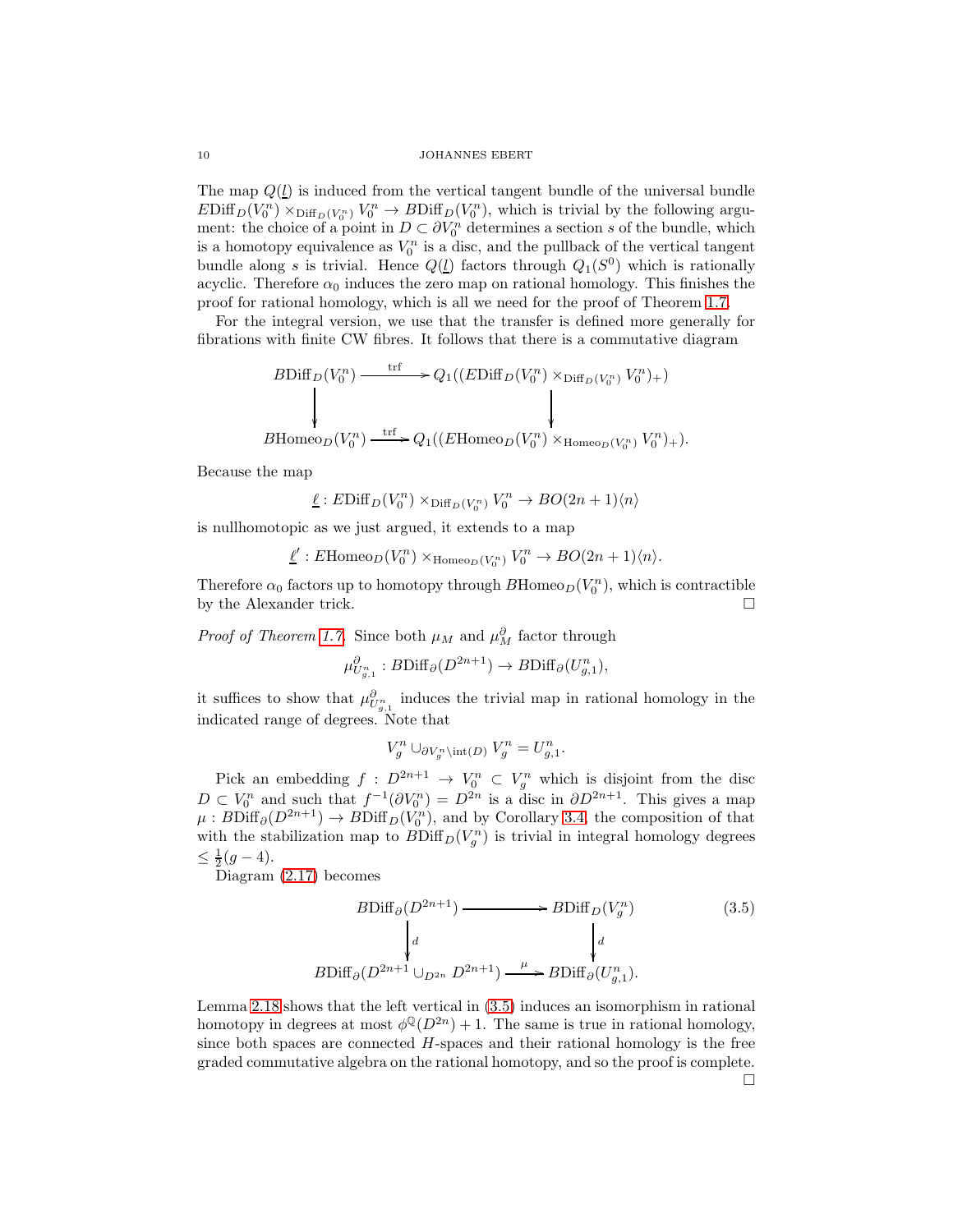The map $Q(\underline{l})$ is induced from the vertical tangent bundle of the universal bundle $E\mathrm{Diff}_D(V_0^n) \times_{\mathrm{Diff}_D(V_0^n)} V_0^n \to B\mathrm{Diff}_D(V_0^n)$, which is trivial by the following argument: the choice of a point in $D \subset \partial V_0^n$ determines a section $s$ of the bundle, which is a homotopy equivalence as $V_0^n$ is a disc, and the pullback of the vertical tangent bundle along $s$ is trivial. Hence $Q(\underline{l})$ factors through $Q_1(S^0)$ which is rationally acyclic. Therefore $\alpha_0$ induces the zero map on rational homology. This finishes the proof for rational homology, which is all we need for the proof of Theorem 1.7.

For the integral version, we use that the transfer is defined more generally for fibrations with finite CW fibres. It follows that there is a commutative diagram

$$\begin{array}{ccc}
B\mathrm{Diff}_D(V_0^n) & \xrightarrow{\mathrm{trf}} & Q_1((E\mathrm{Diff}_D(V_0^n) \times_{\mathrm{Diff}_D(V_0^n)} V_0^n)_+) \\
\downarrow & & \downarrow \\
B\mathrm{Homeo}_D(V_0^n) & \xrightarrow{\mathrm{trf}} & Q_1((E\mathrm{Homeo}_D(V_0^n) \times_{\mathrm{Homeo}_D(V_0^n)} V_0^n)_+).
\end{array}$$

Because the map

$$\underline{\ell} : E\mathrm{Diff}_D(V_0^n) \times_{\mathrm{Diff}_D(V_0^n)} V_0^n \to BO(2n+1)\langle n \rangle$$

is nullhomotopic as we just argued, it extends to a map

$$\underline{\ell}' : E\mathrm{Homeo}_D(V_0^n) \times_{\mathrm{Homeo}_D(V_0^n)} V_0^n \to BO(2n+1)\langle n \rangle.$$

Therefore $\alpha_0$ factors up to homotopy through $B\mathrm{Homeo}_D(V_0^n)$, which is contractible by the Alexander trick. □

*Proof of Theorem 1.7.* Since both $\mu_M$ and $\mu_M^\partial$ factor through

$$\mu_{U_{g,1}^n}^\partial : B\mathrm{Diff}_\partial(D^{2n+1}) \to B\mathrm{Diff}_\partial(U_{g,1}^n),$$

it suffices to show that $\mu_{U_{g,1}^n}^\partial$ induces the trivial map in rational homology in the indicated range of degrees. Note that

$$V_g^n \cup_{\partial V_g^n \setminus \mathrm{int}(D)} V_g^n = U_{g,1}^n.$$

Pick an embedding $f : D^{2n+1} \to V_0^n \subset V_g^n$ which is disjoint from the disc $D \subset V_0^n$ and such that $f^{-1}(\partial V_0^n) = D^{2n}$ is a disc in $\partial D^{2n+1}$. This gives a map $\mu : B\mathrm{Diff}_\partial(D^{2n+1}) \to B\mathrm{Diff}_D(V_0^n)$, and by Corollary 3.4, the composition of that with the stabilization map to $B\mathrm{Diff}_D(V_g^n)$ is trivial in integral homology degrees $\leq \frac{1}{2}(g-4)$.

Diagram (2.17) becomes

$$\begin{array}{ccc}
B\mathrm{Diff}_\partial(D^{2n+1}) & \longrightarrow & B\mathrm{Diff}_D(V_g^n) \\
\downarrow d & & \downarrow d \\
B\mathrm{Diff}_\partial(D^{2n+1} \cup_{D^{2n}} D^{2n+1}) & \xrightarrow{\mu} & B\mathrm{Diff}_\partial(U_{g,1}^n).
\end{array} \tag{3.5}$$

Lemma 2.18 shows that the left vertical in (3.5) induces an isomorphism in rational homotopy in degrees at most $\phi^{\mathbb{Q}}(D^{2n}) + 1$. The same is true in rational homology, since both spaces are connected $H$-spaces and their rational homology is the free graded commutative algebra on the rational homotopy, and so the proof is complete. □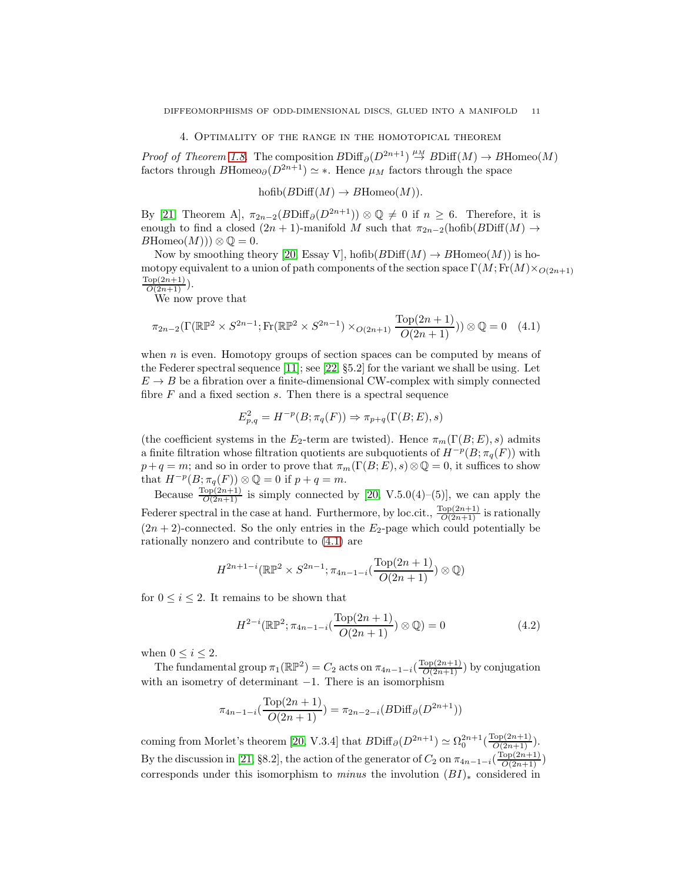## 4. Optimality of the range in the homotopical theorem

*Proof of Theorem 1.8.* The composition $B\mathrm{Diff}_\partial(D^{2n+1}) \overset{\mu_M}{\to} B\mathrm{Diff}(M) \to B\mathrm{Homeo}(M)$ factors through $B\mathrm{Homeo}_\partial(D^{2n+1}) \simeq *$. Hence $\mu_M$ factors through the space

$$\mathrm{hofib}(B\mathrm{Diff}(M) \to B\mathrm{Homeo}(M)).$$

By [21, Theorem A], $\pi_{2n-2}(B\mathrm{Diff}_\partial(D^{2n+1})) \otimes \mathbb{Q} \neq 0$ if $n \geq 6$. Therefore, it is enough to find a closed $(2n+1)$-manifold $M$ such that $\pi_{2n-2}(\mathrm{hofib}(B\mathrm{Diff}(M) \to B\mathrm{Homeo}(M))) \otimes \mathbb{Q} = 0$.

Now by smoothing theory [20, Essay V], $\mathrm{hofib}(B\mathrm{Diff}(M) \to B\mathrm{Homeo}(M))$ is homotopy equivalent to a union of path components of the section space $\Gamma(M; \mathrm{Fr}(M) \times_{O(2n+1)} \frac{\mathrm{Top}(2n+1)}{O(2n+1)})$.

We now prove that

$$\pi_{2n-2}(\Gamma(\mathbb{RP}^2 \times S^{2n-1}; \mathrm{Fr}(\mathbb{RP}^2 \times S^{2n-1}) \times_{O(2n+1)} \frac{\mathrm{Top}(2n+1)}{O(2n+1)})) \otimes \mathbb{Q} = 0 \quad (4.1)$$

when $n$ is even. Homotopy groups of section spaces can be computed by means of the Federer spectral sequence [11]; see [22, §5.2] for the variant we shall be using. Let $E \to B$ be a fibration over a finite-dimensional CW-complex with simply connected fibre $F$ and a fixed section $s$. Then there is a spectral sequence

$$E^2_{p,q} = H^{-p}(B; \pi_q(F)) \Rightarrow \pi_{p+q}(\Gamma(B; E), s)$$

(the coefficient systems in the $E_2$-term are twisted). Hence $\pi_m(\Gamma(B; E), s)$ admits a finite filtration whose filtration quotients are subquotients of $H^{-p}(B; \pi_q(F))$ with $p + q = m$; and so in order to prove that $\pi_m(\Gamma(B; E), s) \otimes \mathbb{Q} = 0$, it suffices to show that $H^{-p}(B; \pi_q(F)) \otimes \mathbb{Q} = 0$ if $p + q = m$.

Because $\frac{\mathrm{Top}(2n+1)}{O(2n+1)}$ is simply connected by [20, V.5.0(4)–(5)], we can apply the Federer spectral in the case at hand. Furthermore, by loc.cit., $\frac{\mathrm{Top}(2n+1)}{O(2n+1)}$ is rationally $(2n+2)$-connected. So the only entries in the $E_2$-page which could potentially be rationally nonzero and contribute to (4.1) are

$$H^{2n+1-i}(\mathbb{RP}^2 \times S^{2n-1}; \pi_{4n-1-i}(\frac{\mathrm{Top}(2n+1)}{O(2n+1)}) \otimes \mathbb{Q})$$

for $0 \leq i \leq 2$. It remains to be shown that

$$H^{2-i}(\mathbb{RP}^2; \pi_{4n-1-i}(\frac{\mathrm{Top}(2n+1)}{O(2n+1)}) \otimes \mathbb{Q}) = 0 \quad (4.2)$$

when $0 \leq i \leq 2$.

The fundamental group $\pi_1(\mathbb{RP}^2) = C_2$ acts on $\pi_{4n-1-i}(\frac{\mathrm{Top}(2n+1)}{O(2n+1)})$ by conjugation with an isometry of determinant $-1$. There is an isomorphism

$$\pi_{4n-1-i}(\frac{\mathrm{Top}(2n+1)}{O(2n+1)}) = \pi_{2n-2-i}(B\mathrm{Diff}_\partial(D^{2n+1}))$$

coming from Morlet's theorem [20, V.3.4] that $B\mathrm{Diff}_\partial(D^{2n+1}) \simeq \Omega_0^{2n+1}(\frac{\mathrm{Top}(2n+1)}{O(2n+1)})$. By the discussion in [21, §8.2], the action of the generator of $C_2$ on $\pi_{4n-1-i}(\frac{\mathrm{Top}(2n+1)}{O(2n+1)})$ corresponds under this isomorphism to *minus* the involution $(BI)_*$ considered in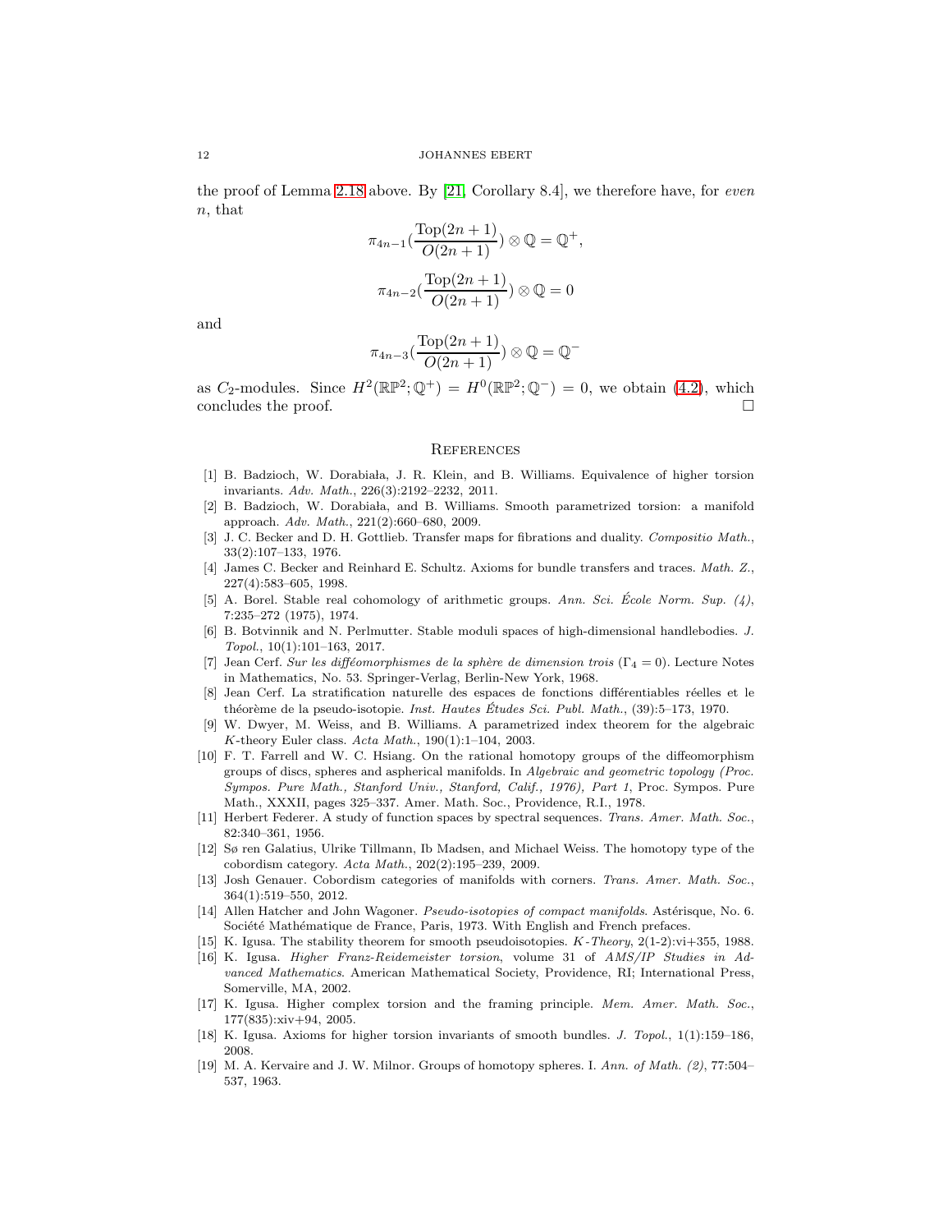the proof of Lemma 2.18 above. By [21, Corollary 8.4], we therefore have, for *even* $n$, that

$$\pi_{4n-1}(\frac{\mathrm{Top}(2n+1)}{O(2n+1)}) \otimes \mathbb{Q} = \mathbb{Q}^{+},$$

$$\pi_{4n-2}(\frac{\mathrm{Top}(2n+1)}{O(2n+1)}) \otimes \mathbb{Q} = 0$$

and

$$\pi_{4n-3}(\frac{\mathrm{Top}(2n+1)}{O(2n+1)}) \otimes \mathbb{Q} = \mathbb{Q}^{-}$$

as $C_2$-modules. Since $H^2(\mathbb{RP}^2;\mathbb{Q}^+) = H^0(\mathbb{RP}^2;\mathbb{Q}^-) = 0$, we obtain (4.2), which concludes the proof. □

## References

[1] B. Badzioch, W. Dorabiała, J. R. Klein, and B. Williams. Equivalence of higher torsion invariants. *Adv. Math.*, 226(3):2192–2232, 2011.

[2] B. Badzioch, W. Dorabiała, and B. Williams. Smooth parametrized torsion: a manifold approach. *Adv. Math.*, 221(2):660–680, 2009.

[3] J. C. Becker and D. H. Gottlieb. Transfer maps for fibrations and duality. *Compositio Math.*, 33(2):107–133, 1976.

[4] James C. Becker and Reinhard E. Schultz. Axioms for bundle transfers and traces. *Math. Z.*, 227(4):583–605, 1998.

[5] A. Borel. Stable real cohomology of arithmetic groups. *Ann. Sci. École Norm. Sup. (4)*, 7:235–272 (1975), 1974.

[6] B. Botvinnik and N. Perlmutter. Stable moduli spaces of high-dimensional handlebodies. *J. Topol.*, 10(1):101–163, 2017.

[7] Jean Cerf. *Sur les difféomorphismes de la sphère de dimension trois* ($\Gamma_4 = 0$). Lecture Notes in Mathematics, No. 53. Springer-Verlag, Berlin-New York, 1968.

[8] Jean Cerf. La stratification naturelle des espaces de fonctions différentiables réelles et le théorème de la pseudo-isotopie. *Inst. Hautes Études Sci. Publ. Math.*, (39):5–173, 1970.

[9] W. Dwyer, M. Weiss, and B. Williams. A parametrized index theorem for the algebraic $K$-theory Euler class. *Acta Math.*, 190(1):1–104, 2003.

[10] F. T. Farrell and W. C. Hsiang. On the rational homotopy groups of the diffeomorphism groups of discs, spheres and aspherical manifolds. In *Algebraic and geometric topology (Proc. Sympos. Pure Math., Stanford Univ., Stanford, Calif., 1976), Part 1*, Proc. Sympos. Pure Math., XXXII, pages 325–337. Amer. Math. Soc., Providence, R.I., 1978.

[11] Herbert Federer. A study of function spaces by spectral sequences. *Trans. Amer. Math. Soc.*, 82:340–361, 1956.

[12] Sø ren Galatius, Ulrike Tillmann, Ib Madsen, and Michael Weiss. The homotopy type of the cobordism category. *Acta Math.*, 202(2):195–239, 2009.

[13] Josh Genauer. Cobordism categories of manifolds with corners. *Trans. Amer. Math. Soc.*, 364(1):519–550, 2012.

[14] Allen Hatcher and John Wagoner. *Pseudo-isotopies of compact manifolds*. Astérisque, No. 6. Société Mathématique de France, Paris, 1973. With English and French prefaces.

[15] K. Igusa. The stability theorem for smooth pseudoisotopies. *K-Theory*, 2(1-2):vi+355, 1988.

[16] K. Igusa. *Higher Franz-Reidemeister torsion*, volume 31 of *AMS/IP Studies in Advanced Mathematics*. American Mathematical Society, Providence, RI; International Press, Somerville, MA, 2002.

[17] K. Igusa. Higher complex torsion and the framing principle. *Mem. Amer. Math. Soc.*, 177(835):xiv+94, 2005.

[18] K. Igusa. Axioms for higher torsion invariants of smooth bundles. *J. Topol.*, 1(1):159–186, 2008.

[19] M. A. Kervaire and J. W. Milnor. Groups of homotopy spheres. I. *Ann. of Math. (2)*, 77:504–537, 1963.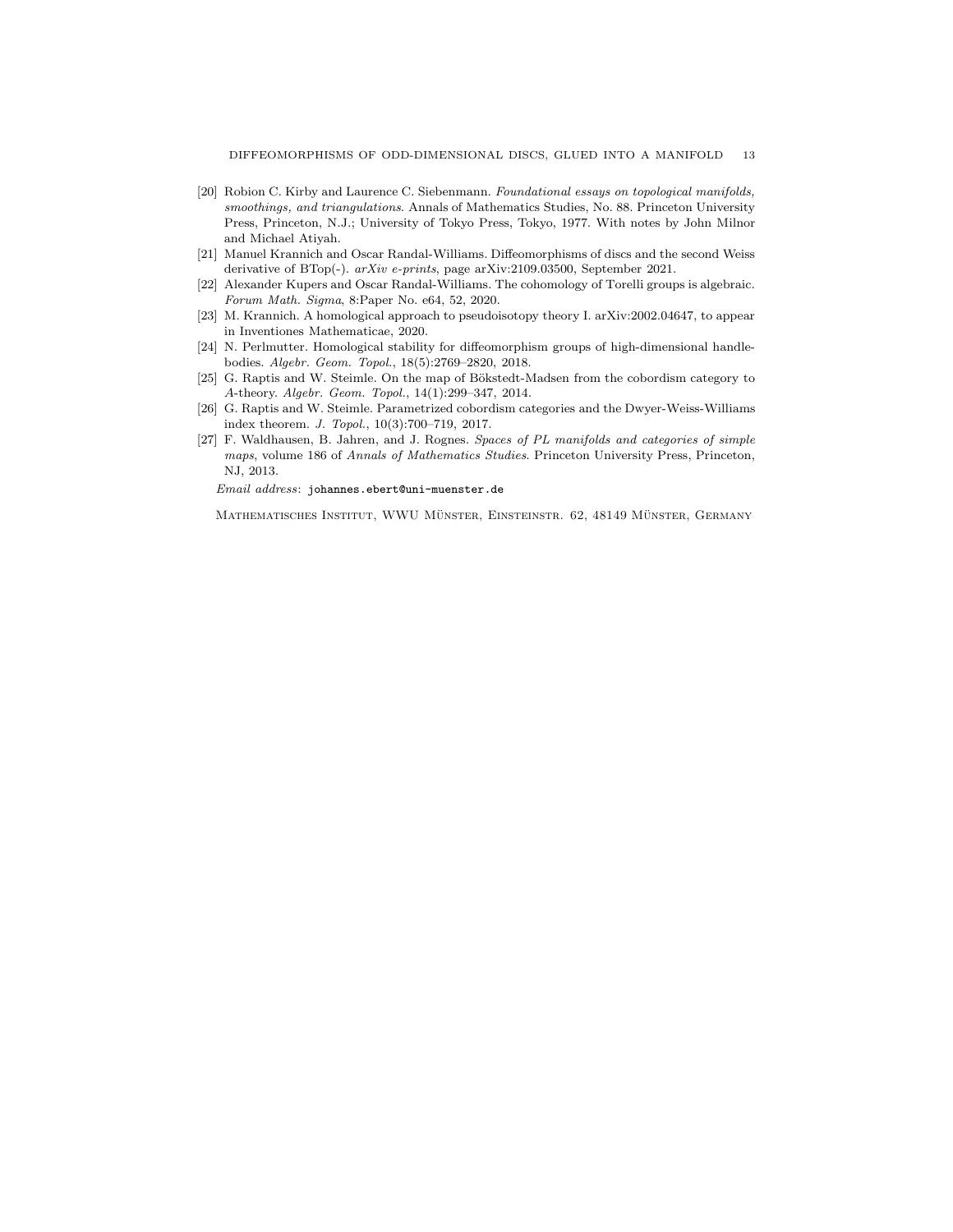[20] Robion C. Kirby and Laurence C. Siebenmann. *Foundational essays on topological manifolds, smoothings, and triangulations*. Annals of Mathematics Studies, No. 88. Princeton University Press, Princeton, N.J.; University of Tokyo Press, Tokyo, 1977. With notes by John Milnor and Michael Atiyah.

[21] Manuel Krannich and Oscar Randal-Williams. Diffeomorphisms of discs and the second Weiss derivative of BTop(-). *arXiv e-prints*, page arXiv:2109.03500, September 2021.

[22] Alexander Kupers and Oscar Randal-Williams. The cohomology of Torelli groups is algebraic. *Forum Math. Sigma*, 8:Paper No. e64, 52, 2020.

[23] M. Krannich. A homological approach to pseudoisotopy theory I. arXiv:2002.04647, to appear in Inventiones Mathematicae, 2020.

[24] N. Perlmutter. Homological stability for diffeomorphism groups of high-dimensional handlebodies. *Algebr. Geom. Topol.*, 18(5):2769–2820, 2018.

[25] G. Raptis and W. Steimle. On the map of Bökstedt-Madsen from the cobordism category to $A$-theory. *Algebr. Geom. Topol.*, 14(1):299–347, 2014.

[26] G. Raptis and W. Steimle. Parametrized cobordism categories and the Dwyer-Weiss-Williams index theorem. *J. Topol.*, 10(3):700–719, 2017.

[27] F. Waldhausen, B. Jahren, and J. Rognes. *Spaces of PL manifolds and categories of simple maps*, volume 186 of *Annals of Mathematics Studies*. Princeton University Press, Princeton, NJ, 2013.

*Email address*: johannes.ebert@uni-muenster.de

Mathematisches Institut, WWU Münster, Einsteinstr. 62, 48149 Münster, Germany